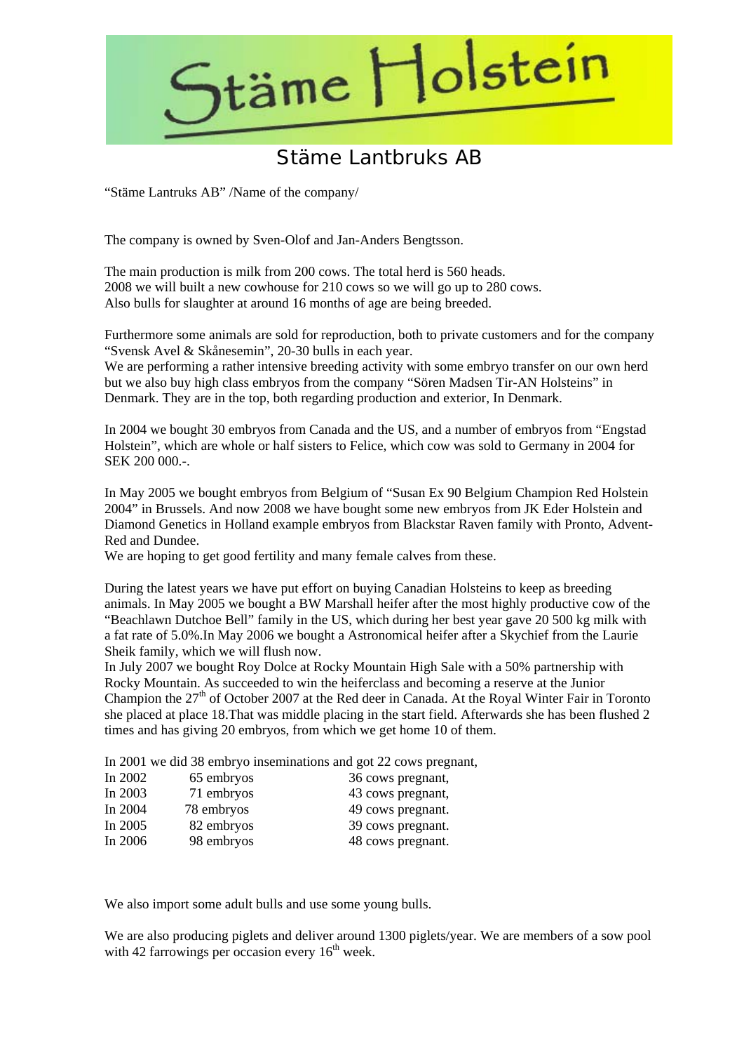# Stäme Holstein

## Stäme Lantbruks AB

"Stäme Lantruks AB" /Name of the company/

The company is owned by Sven-Olof and Jan-Anders Bengtsson.

The main production is milk from 200 cows. The total herd is 560 heads.
2008 we will built a new cowhouse for 210 cows so we will go up to 280 cows.
Also bulls for slaughter at around 16 months of age are being breeded.

Furthermore some animals are sold for reproduction, both to private customers and for the company "Svensk Avel & Skånesemin", 20-30 bulls in each year.
We are performing a rather intensive breeding activity with some embryo transfer on our own herd but we also buy high class embryos from the company "Sören Madsen Tir-AN Holsteins" in Denmark. They are in the top, both regarding production and exterior, In Denmark.

In 2004 we bought 30 embryos from Canada and the US, and a number of embryos from "Engstad Holstein", which are whole or half sisters to Felice, which cow was sold to Germany in 2004 for SEK 200 000.-.

In May 2005 we bought embryos from Belgium of "Susan Ex 90 Belgium Champion Red Holstein 2004" in Brussels. And now 2008 we have bought some new embryos from JK Eder Holstein and Diamond Genetics in Holland example embryos from Blackstar Raven family with Pronto, Advent-Red and Dundee.
We are hoping to get good fertility and many female calves from these.

During the latest years we have put effort on buying Canadian Holsteins to keep as breeding animals. In May 2005 we bought a BW Marshall heifer after the most highly productive cow of the "Beachlawn Dutchoe Bell" family in the US, which during her best year gave 20 500 kg milk with a fat rate of 5.0%.In May 2006 we bought a Astronomical heifer after a Skychief from the Laurie Sheik family, which we will flush now.
In July 2007 we bought Roy Dolce at Rocky Mountain High Sale with a 50% partnership with Rocky Mountain. As succeeded to win the heiferclass and becoming a reserve at the Junior Champion the 27th of October 2007 at the Red deer in Canada. At the Royal Winter Fair in Toronto she placed at place 18.That was middle placing in the start field. Afterwards she has been flushed 2 times and has giving 20 embryos, from which we get home 10 of them.

In 2001 we did 38 embryo inseminations and got 22 cows pregnant,

| | | |
|---|---|---|
| In 2002 | 65 embryos | 36 cows pregnant, |
| In 2003 | 71 embryos | 43 cows pregnant, |
| In 2004 | 78 embryos | 49 cows pregnant. |
| In 2005 | 82 embryos | 39 cows pregnant. |
| In 2006 | 98 embryos | 48 cows pregnant. |

We also import some adult bulls and use some young bulls.

We are also producing piglets and deliver around 1300 piglets/year. We are members of a sow pool with 42 farrowings per occasion every 16th week.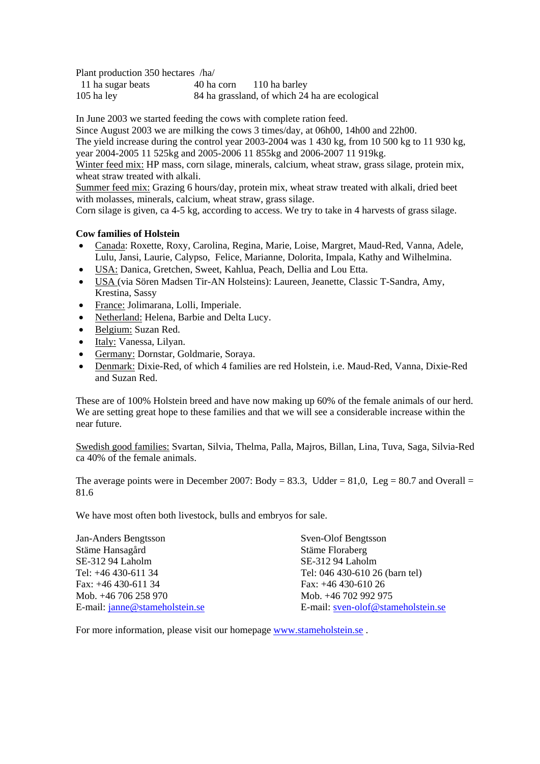Plant production 350 hectares /ha/

| | | |
|---|---|---|
| 11 ha sugar beats | 40 ha corn | 110 ha barley |
| 105 ha ley | 84 ha grassland, of which 24 ha are ecological | |

In June 2003 we started feeding the cows with complete ration feed.
Since August 2003 we are milking the cows 3 times/day, at 06h00, 14h00 and 22h00.
The yield increase during the control year 2003-2004 was 1 430 kg, from 10 500 kg to 11 930 kg, year 2004-2005 11 525kg and 2005-2006 11 855kg and 2006-2007 11 919kg.
Winter feed mix: HP mass, corn silage, minerals, calcium, wheat straw, grass silage, protein mix, wheat straw treated with alkali.
Summer feed mix: Grazing 6 hours/day, protein mix, wheat straw treated with alkali, dried beet with molasses, minerals, calcium, wheat straw, grass silage.
Corn silage is given, ca 4-5 kg, according to access. We try to take in 4 harvests of grass silage.

**Cow families of Holstein**

- Canada: Roxette, Roxy, Carolina, Regina, Marie, Loise, Margret, Maud-Red, Vanna, Adele, Lulu, Jansi, Laurie, Calypso, Felice, Marianne, Dolorita, Impala, Kathy and Wilhelmina.
- USA: Danica, Gretchen, Sweet, Kahlua, Peach, Dellia and Lou Etta.
- USA (via Sören Madsen Tir-AN Holsteins): Laureen, Jeanette, Classic T-Sandra, Amy, Krestina, Sassy
- France: Jolimarana, Lolli, Imperiale.
- Netherland: Helena, Barbie and Delta Lucy.
- Belgium: Suzan Red.
- Italy: Vanessa, Lilyan.
- Germany: Dornstar, Goldmarie, Soraya.
- Denmark: Dixie-Red, of which 4 families are red Holstein, i.e. Maud-Red, Vanna, Dixie-Red and Suzan Red.

These are of 100% Holstein breed and have now making up 60% of the female animals of our herd. We are setting great hope to these families and that we will see a considerable increase within the near future.

Swedish good families: Svartan, Silvia, Thelma, Palla, Majros, Billan, Lina, Tuva, Saga, Silvia-Red ca 40% of the female animals.

The average points were in December 2007: Body = 83.3, Udder = 81,0, Leg = 80.7 and Overall = 81.6

We have most often both livestock, bulls and embryos for sale.

Jan-Anders Bengtsson
Stäme Hansagård
SE-312 94 Laholm
Tel: +46 430-611 34
Fax: +46 430-611 34
Mob. +46 706 258 970
E-mail: janne@stameholstein.se

Sven-Olof Bengtsson
Stäme Floraberg
SE-312 94 Laholm
Tel: 046 430-610 26 (barn tel)
Fax: +46 430-610 26
Mob. +46 702 992 975
E-mail: sven-olof@stameholstein.se

For more information, please visit our homepage www.stameholstein.se .